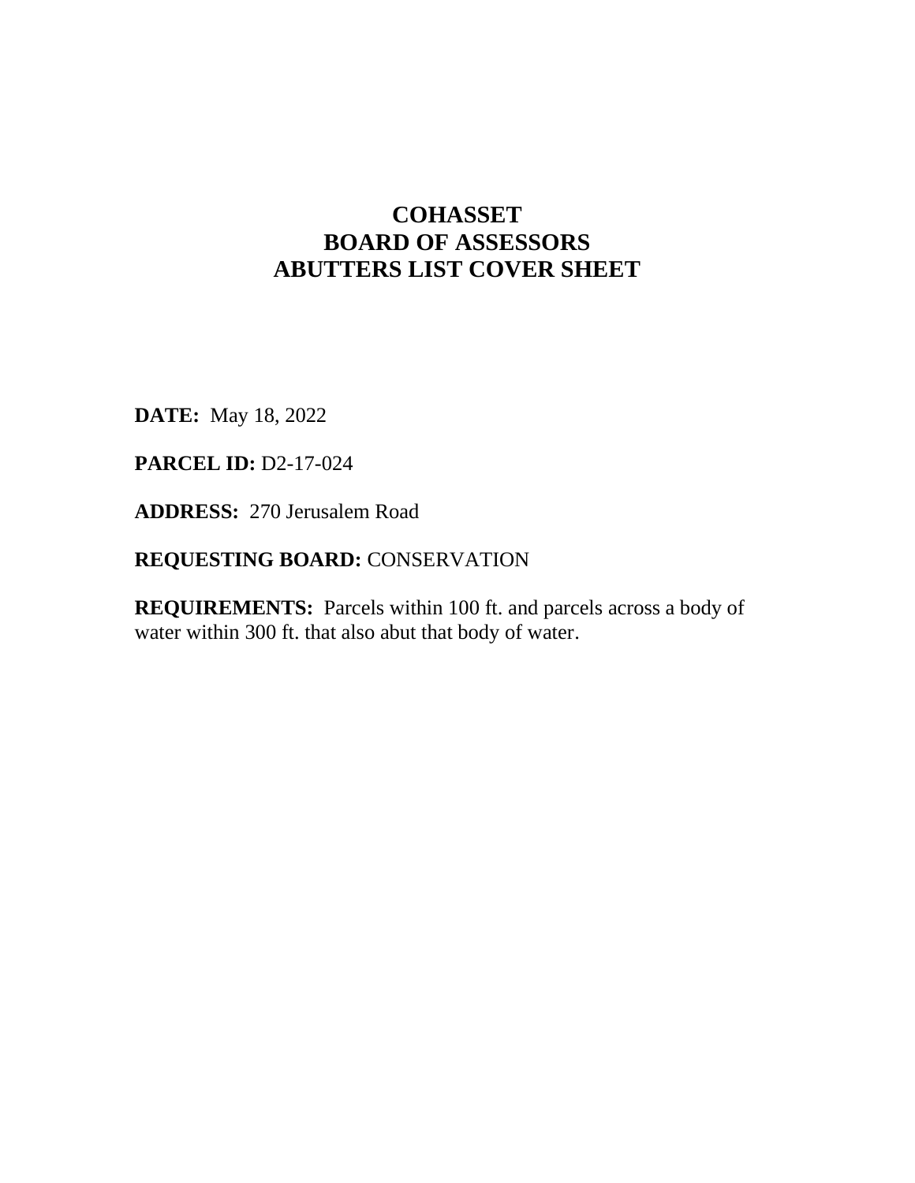# COHASSET
# BOARD OF ASSESSORS
# ABUTTERS LIST COVER SHEET

**DATE:** May 18, 2022

**PARCEL ID:** D2-17-024

**ADDRESS:** 270 Jerusalem Road

**REQUESTING BOARD:** CONSERVATION

**REQUIREMENTS:** Parcels within 100 ft. and parcels across a body of water within 300 ft. that also abut that body of water.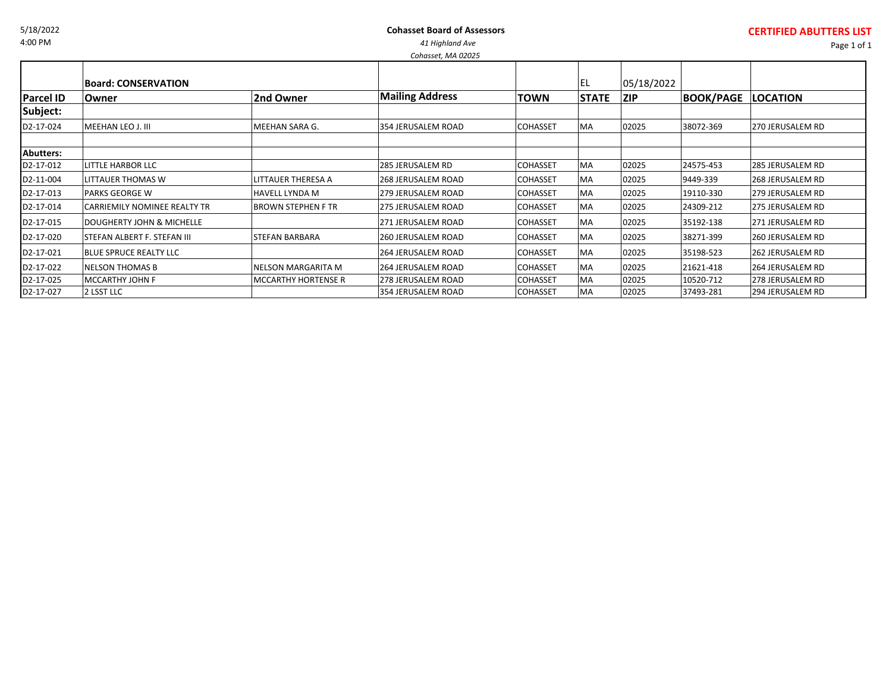5/18/2022
4:00 PM

**Cohasset Board of Assessors**
*41 Highland Ave*
*Cohasset, MA 02025*

**CERTIFIED ABUTTERS LIST**

| | **Board: CONSERVATION** | | | | EL | 05/18/2022 | | |
|---|---|---|---|---|---|---|---|---|
| **Parcel ID** | **Owner** | **2nd Owner** | **Mailing Address** | **TOWN** | **STATE** | **ZIP** | **BOOK/PAGE** | **LOCATION** |
| **Subject:** | | | | | | | | |
| D2-17-024 | MEEHAN LEO J. III | MEEHAN SARA G. | 354 JERUSALEM ROAD | COHASSET | MA | 02025 | 38072-369 | 270 JERUSALEM RD |
| | | | | | | | | |
| **Abutters:** | | | | | | | | |
| D2-17-012 | LITTLE HARBOR LLC | | 285 JERUSALEM RD | COHASSET | MA | 02025 | 24575-453 | 285 JERUSALEM RD |
| D2-11-004 | LITTAUER THOMAS W | LITTAUER THERESA A | 268 JERUSALEM ROAD | COHASSET | MA | 02025 | 9449-339 | 268 JERUSALEM RD |
| D2-17-013 | PARKS GEORGE W | HAVELL LYNDA M | 279 JERUSALEM ROAD | COHASSET | MA | 02025 | 19110-330 | 279 JERUSALEM RD |
| D2-17-014 | CARRIEMILY NOMINEE REALTY TR | BROWN STEPHEN F TR | 275 JERUSALEM ROAD | COHASSET | MA | 02025 | 24309-212 | 275 JERUSALEM RD |
| D2-17-015 | DOUGHERTY JOHN & MICHELLE | | 271 JERUSALEM ROAD | COHASSET | MA | 02025 | 35192-138 | 271 JERUSALEM RD |
| D2-17-020 | STEFAN ALBERT F. STEFAN III | STEFAN BARBARA | 260 JERUSALEM ROAD | COHASSET | MA | 02025 | 38271-399 | 260 JERUSALEM RD |
| D2-17-021 | BLUE SPRUCE REALTY LLC | | 264 JERUSALEM ROAD | COHASSET | MA | 02025 | 35198-523 | 262 JERUSALEM RD |
| D2-17-022 | NELSON THOMAS B | NELSON MARGARITA M | 264 JERUSALEM ROAD | COHASSET | MA | 02025 | 21621-418 | 264 JERUSALEM RD |
| D2-17-025 | MCCARTHY JOHN F | MCCARTHY HORTENSE R | 278 JERUSALEM ROAD | COHASSET | MA | 02025 | 10520-712 | 278 JERUSALEM RD |
| D2-17-027 | 2 LSST LLC | | 354 JERUSALEM ROAD | COHASSET | MA | 02025 | 37493-281 | 294 JERUSALEM RD |